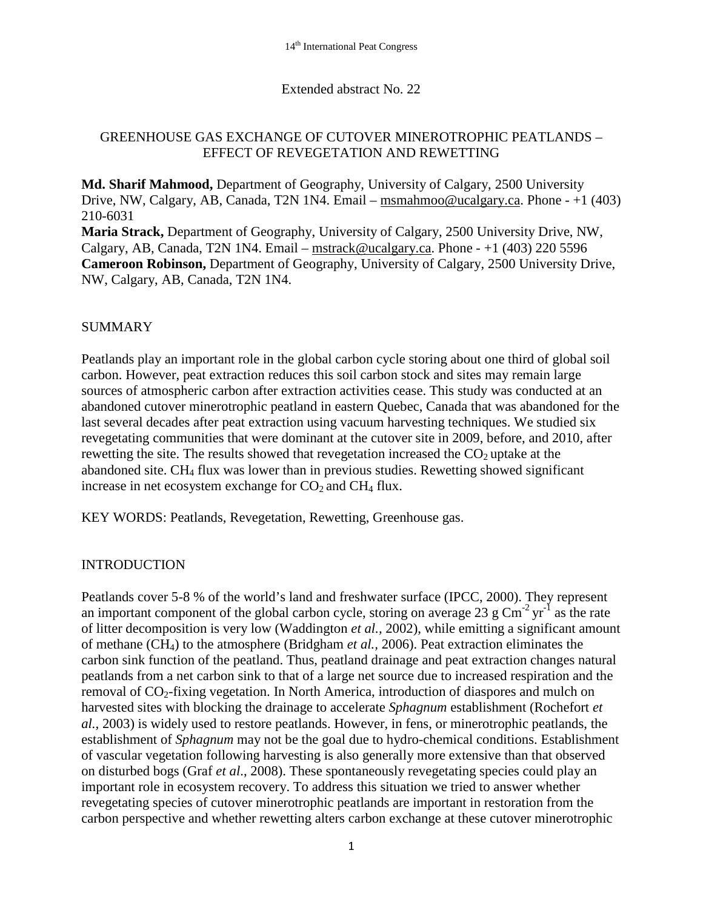Extended abstract No. 22

# GREENHOUSE GAS EXCHANGE OF CUTOVER MINEROTROPHIC PEATLANDS – EFFECT OF REVEGETATION AND REWETTING

**Md. Sharif Mahmood,** Department of Geography, University of Calgary, 2500 University Drive, NW, Calgary, AB, Canada, T2N 1N4. Email – msmahmoo@ucalgary.ca. Phone - +1 (403) 210-6031

**Maria Strack,** Department of Geography, University of Calgary, 2500 University Drive, NW, Calgary, AB, Canada, T2N 1N4. Email – mstrack@ucalgary.ca. Phone - +1 (403) 220 5596

**Cameroon Robinson,** Department of Geography, University of Calgary, 2500 University Drive, NW, Calgary, AB, Canada, T2N 1N4.

## SUMMARY

Peatlands play an important role in the global carbon cycle storing about one third of global soil carbon. However, peat extraction reduces this soil carbon stock and sites may remain large sources of atmospheric carbon after extraction activities cease. This study was conducted at an abandoned cutover minerotrophic peatland in eastern Quebec, Canada that was abandoned for the last several decades after peat extraction using vacuum harvesting techniques. We studied six revegetating communities that were dominant at the cutover site in 2009, before, and 2010, after rewetting the site. The results showed that revegetation increased the $CO_2$ uptake at the abandoned site. $CH_4$ flux was lower than in previous studies. Rewetting showed significant increase in net ecosystem exchange for $CO_2$ and $CH_4$ flux.

KEY WORDS: Peatlands, Revegetation, Rewetting, Greenhouse gas.

## INTRODUCTION

Peatlands cover 5-8 % of the world's land and freshwater surface (IPCC, 2000). They represent an important component of the global carbon cycle, storing on average 23 g $Cm^{-2}$ $yr^{-1}$ as the rate of litter decomposition is very low (Waddington *et al.*, 2002), while emitting a significant amount of methane ($CH_4$) to the atmosphere (Bridgham *et al.*, 2006). Peat extraction eliminates the carbon sink function of the peatland. Thus, peatland drainage and peat extraction changes natural peatlands from a net carbon sink to that of a large net source due to increased respiration and the removal of $CO_2$-fixing vegetation. In North America, introduction of diaspores and mulch on harvested sites with blocking the drainage to accelerate *Sphagnum* establishment (Rochefort *et al.*, 2003) is widely used to restore peatlands. However, in fens, or minerotrophic peatlands, the establishment of *Sphagnum* may not be the goal due to hydro-chemical conditions. Establishment of vascular vegetation following harvesting is also generally more extensive than that observed on disturbed bogs (Graf *et al*., 2008). These spontaneously revegetating species could play an important role in ecosystem recovery. To address this situation we tried to answer whether revegetating species of cutover minerotrophic peatlands are important in restoration from the carbon perspective and whether rewetting alters carbon exchange at these cutover minerotrophic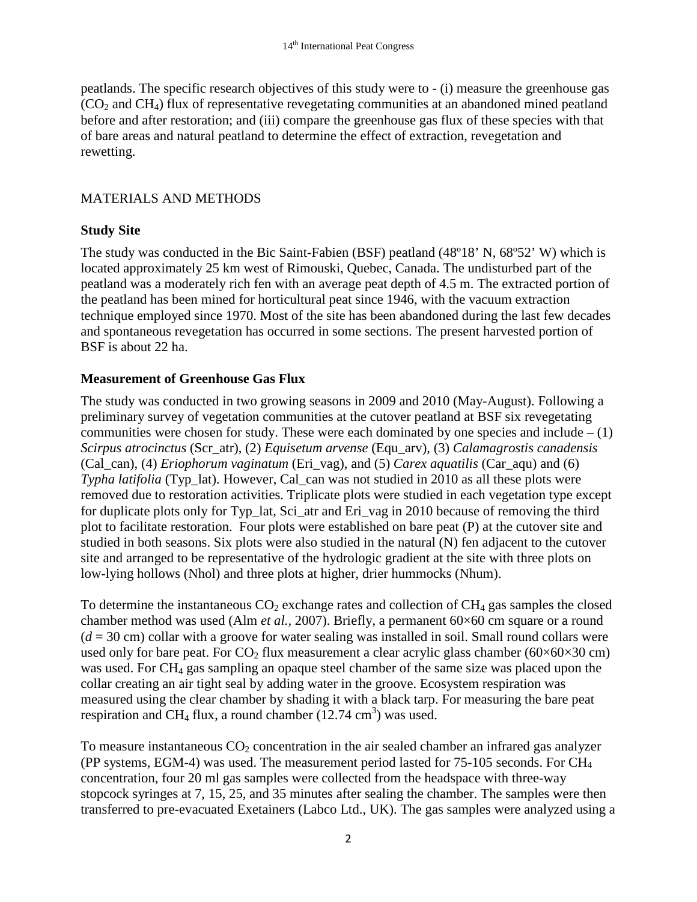peatlands. The specific research objectives of this study were to - (i) measure the greenhouse gas ($CO_2$ and $CH_4$) flux of representative revegetating communities at an abandoned mined peatland before and after restoration; and (iii) compare the greenhouse gas flux of these species with that of bare areas and natural peatland to determine the effect of extraction, revegetation and rewetting.

## MATERIALS AND METHODS

### Study Site

The study was conducted in the Bic Saint-Fabien (BSF) peatland (48º18' N, 68º52' W) which is located approximately 25 km west of Rimouski, Quebec, Canada. The undisturbed part of the peatland was a moderately rich fen with an average peat depth of 4.5 m. The extracted portion of the peatland has been mined for horticultural peat since 1946, with the vacuum extraction technique employed since 1970. Most of the site has been abandoned during the last few decades and spontaneous revegetation has occurred in some sections. The present harvested portion of BSF is about 22 ha.

### Measurement of Greenhouse Gas Flux

The study was conducted in two growing seasons in 2009 and 2010 (May-August). Following a preliminary survey of vegetation communities at the cutover peatland at BSF six revegetating communities were chosen for study. These were each dominated by one species and include – (1) *Scirpus atrocinctus* (Scr_atr), (2) *Equisetum arvense* (Equ_arv), (3) *Calamagrostis canadensis* (Cal_can), (4) *Eriophorum vaginatum* (Eri_vag), and (5) *Carex aquatilis* (Car_aqu) and (6) *Typha latifolia* (Typ_lat). However, Cal_can was not studied in 2010 as all these plots were removed due to restoration activities. Triplicate plots were studied in each vegetation type except for duplicate plots only for Typ_lat, Sci_atr and Eri_vag in 2010 because of removing the third plot to facilitate restoration. Four plots were established on bare peat (P) at the cutover site and studied in both seasons. Six plots were also studied in the natural (N) fen adjacent to the cutover site and arranged to be representative of the hydrologic gradient at the site with three plots on low-lying hollows (Nhol) and three plots at higher, drier hummocks (Nhum).

To determine the instantaneous $CO_2$ exchange rates and collection of $CH_4$ gas samples the closed chamber method was used (Alm *et al.*, 2007). Briefly, a permanent 60×60 cm square or a round ($d$ = 30 cm) collar with a groove for water sealing was installed in soil. Small round collars were used only for bare peat. For $CO_2$ flux measurement a clear acrylic glass chamber (60×60×30 cm) was used. For $CH_4$ gas sampling an opaque steel chamber of the same size was placed upon the collar creating an air tight seal by adding water in the groove. Ecosystem respiration was measured using the clear chamber by shading it with a black tarp. For measuring the bare peat respiration and $CH_4$ flux, a round chamber (12.74 $cm^3$) was used.

To measure instantaneous $CO_2$ concentration in the air sealed chamber an infrared gas analyzer (PP systems, EGM-4) was used. The measurement period lasted for 75-105 seconds. For $CH_4$ concentration, four 20 ml gas samples were collected from the headspace with three-way stopcock syringes at 7, 15, 25, and 35 minutes after sealing the chamber. The samples were then transferred to pre-evacuated Exetainers (Labco Ltd., UK). The gas samples were analyzed using a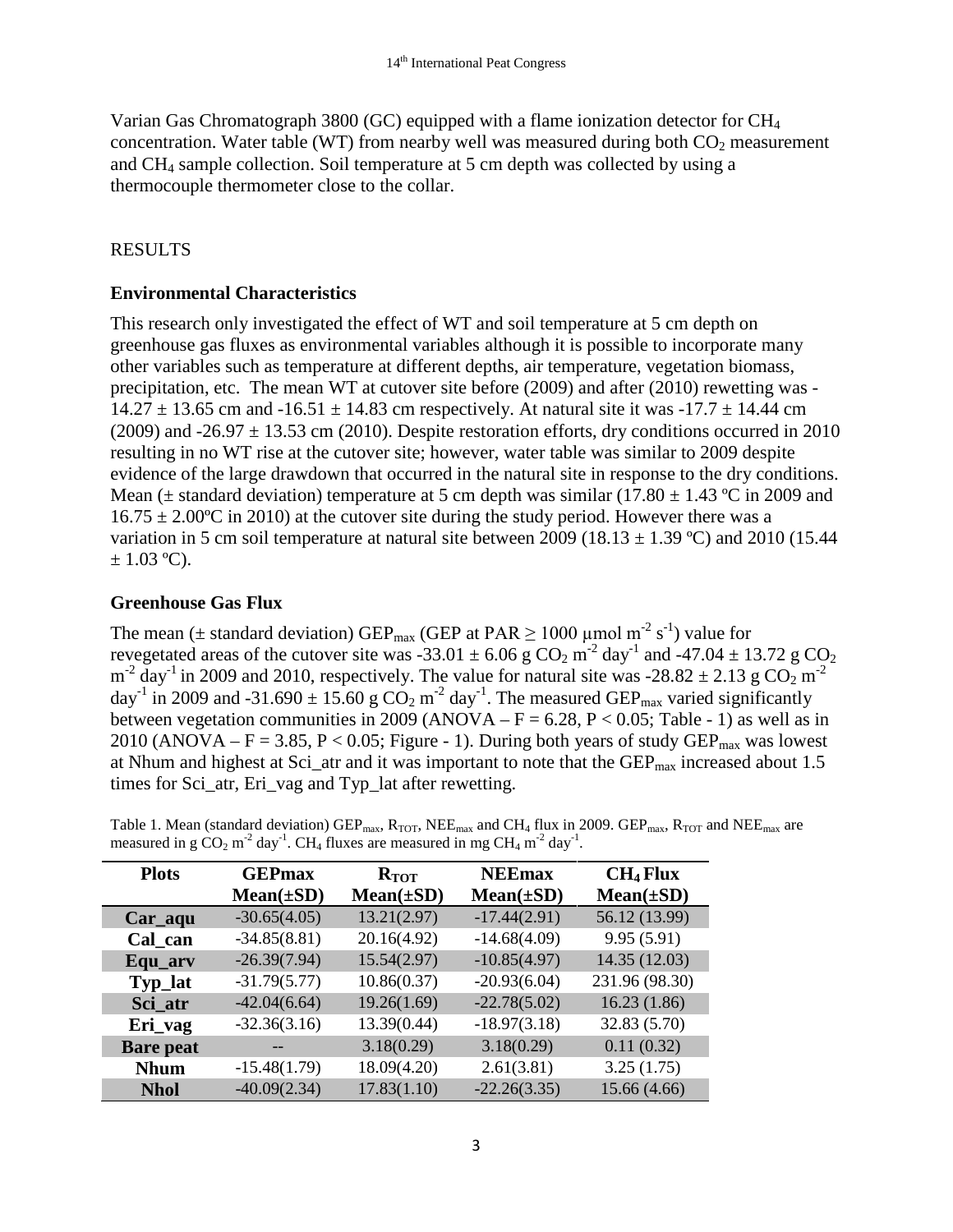Varian Gas Chromatograph 3800 (GC) equipped with a flame ionization detector for $CH_4$ concentration. Water table (WT) from nearby well was measured during both $CO_2$ measurement and $CH_4$ sample collection. Soil temperature at 5 cm depth was collected by using a thermocouple thermometer close to the collar.

## RESULTS

### Environmental Characteristics

This research only investigated the effect of WT and soil temperature at 5 cm depth on greenhouse gas fluxes as environmental variables although it is possible to incorporate many other variables such as temperature at different depths, air temperature, vegetation biomass, precipitation, etc. The mean WT at cutover site before (2009) and after (2010) rewetting was -14.27 ± 13.65 cm and -16.51 ± 14.83 cm respectively. At natural site it was -17.7 ± 14.44 cm (2009) and -26.97 ± 13.53 cm (2010). Despite restoration efforts, dry conditions occurred in 2010 resulting in no WT rise at the cutover site; however, water table was similar to 2009 despite evidence of the large drawdown that occurred in the natural site in response to the dry conditions. Mean (± standard deviation) temperature at 5 cm depth was similar (17.80 ± 1.43 ºC in 2009 and 16.75 ± 2.00ºC in 2010) at the cutover site during the study period. However there was a variation in 5 cm soil temperature at natural site between 2009 (18.13 ± 1.39 ºC) and 2010 (15.44 ± 1.03 ºC).

### Greenhouse Gas Flux

The mean (± standard deviation) $GEP_{max}$ (GEP at PAR ≥ 1000 µmol $m^{-2}$ $s^{-1}$) value for revegetated areas of the cutover site was -33.01 ± 6.06 g $CO_2$ $m^{-2}$ $day^{-1}$ and -47.04 ± 13.72 g $CO_2$ $m^{-2}$ $day^{-1}$ in 2009 and 2010, respectively. The value for natural site was -28.82 ± 2.13 g $CO_2$ $m^{-2}$ $day^{-1}$ in 2009 and -31.690 ± 15.60 g $CO_2$ $m^{-2}$ $day^{-1}$. The measured $GEP_{max}$ varied significantly between vegetation communities in 2009 (ANOVA – $F = 6.28$, $P < 0.05$; Table - 1) as well as in 2010 (ANOVA – $F = 3.85$, $P < 0.05$; Figure - 1). During both years of study $GEP_{max}$ was lowest at Nhum and highest at Sci_atr and it was important to note that the $GEP_{max}$ increased about 1.5 times for Sci_atr, Eri_vag and Typ_lat after rewetting.

Table 1. Mean (standard deviation) $GEP_{max}$, $R_{TOT}$, $NEE_{max}$ and $CH_4$ flux in 2009. $GEP_{max}$, $R_{TOT}$ and $NEE_{max}$ are measured in g $CO_2$ $m^{-2}$ $day^{-1}$. $CH_4$ fluxes are measured in mg $CH_4$ $m^{-2}$ $day^{-1}$.

| Plots | GEPmax Mean(±SD) | $R_{TOT}$ Mean(±SD) | NEEmax Mean(±SD) | $CH_4$ Flux Mean(±SD) |
|---|---|---|---|---|
| Car_aqu | -30.65(4.05) | 13.21(2.97) | -17.44(2.91) | 56.12 (13.99) |
| Cal_can | -34.85(8.81) | 20.16(4.92) | -14.68(4.09) | 9.95 (5.91) |
| Equ_arv | -26.39(7.94) | 15.54(2.97) | -10.85(4.97) | 14.35 (12.03) |
| Typ_lat | -31.79(5.77) | 10.86(0.37) | -20.93(6.04) | 231.96 (98.30) |
| Sci_atr | -42.04(6.64) | 19.26(1.69) | -22.78(5.02) | 16.23 (1.86) |
| Eri_vag | -32.36(3.16) | 13.39(0.44) | -18.97(3.18) | 32.83 (5.70) |
| Bare peat | -- | 3.18(0.29) | 3.18(0.29) | 0.11 (0.32) |
| Nhum | -15.48(1.79) | 18.09(4.20) | 2.61(3.81) | 3.25 (1.75) |
| Nhol | -40.09(2.34) | 17.83(1.10) | -22.26(3.35) | 15.66 (4.66) |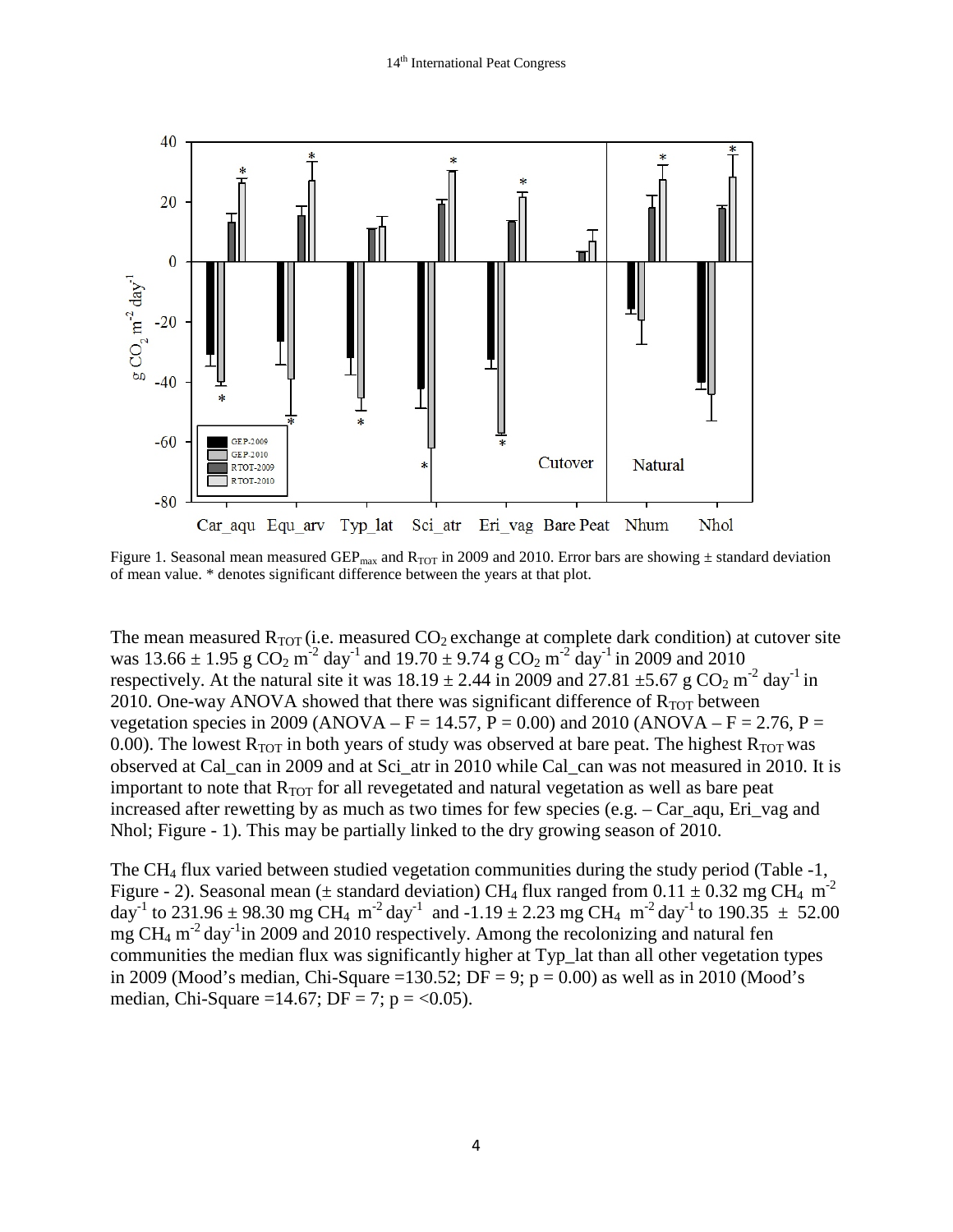Figure 1. Seasonal mean measured $GEP_{max}$ and $R_{TOT}$ in 2009 and 2010. Error bars are showing ± standard deviation of mean value. * denotes significant difference between the years at that plot.

The mean measured $R_{TOT}$ (i.e. measured $CO_2$ exchange at complete dark condition) at cutover site was 13.66 ± 1.95 g $CO_2$ $m^{-2}$ $day^{-1}$ and 19.70 ± 9.74 g $CO_2$ $m^{-2}$ $day^{-1}$ in 2009 and 2010 respectively. At the natural site it was 18.19 ± 2.44 in 2009 and 27.81 ±5.67 g $CO_2$ $m^{-2}$ $day^{-1}$ in 2010. One-way ANOVA showed that there was significant difference of $R_{TOT}$ between vegetation species in 2009 (ANOVA – $F = 14.57$, $P = 0.00$) and 2010 (ANOVA – $F = 2.76$, $P = 0.00$). The lowest $R_{TOT}$ in both years of study was observed at bare peat. The highest $R_{TOT}$ was observed at Cal_can in 2009 and at Sci_atr in 2010 while Cal_can was not measured in 2010. It is important to note that $R_{TOT}$ for all revegetated and natural vegetation as well as bare peat increased after rewetting by as much as two times for few species (e.g. – Car_aqu, Eri_vag and Nhol; Figure - 1). This may be partially linked to the dry growing season of 2010.

The $CH_4$ flux varied between studied vegetation communities during the study period (Table -1, Figure - 2). Seasonal mean (± standard deviation) $CH_4$ flux ranged from 0.11 ± 0.32 mg $CH_4$ $m^{-2}$ $day^{-1}$ to 231.96 ± 98.30 mg $CH_4$ $m^{-2}$ $day^{-1}$ and -1.19 ± 2.23 mg $CH_4$ $m^{-2}$ $day^{-1}$ to 190.35 ± 52.00 mg $CH_4$ $m^{-2}$ $day^{-1}$in 2009 and 2010 respectively. Among the recolonizing and natural fen communities the median flux was significantly higher at Typ_lat than all other vegetation types in 2009 (Mood's median, Chi-Square =130.52; DF = 9; $p = 0.00$) as well as in 2010 (Mood's median, Chi-Square =14.67; DF = 7; $p = <0.05$).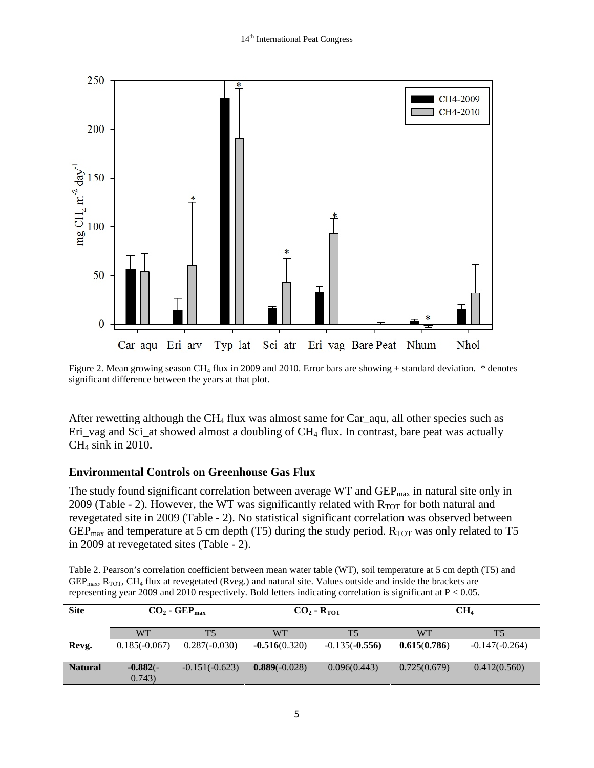Figure 2. Mean growing season $CH_4$ flux in 2009 and 2010. Error bars are showing ± standard deviation. * denotes significant difference between the years at that plot.

After rewetting although the $CH_4$ flux was almost same for Car_aqu, all other species such as Eri_vag and Sci_at showed almost a doubling of $CH_4$ flux. In contrast, bare peat was actually $CH_4$ sink in 2010.

### Environmental Controls on Greenhouse Gas Flux

The study found significant correlation between average WT and $GEP_{max}$ in natural site only in 2009 (Table - 2). However, the WT was significantly related with $R_{TOT}$ for both natural and revegetated site in 2009 (Table - 2). No statistical significant correlation was observed between $GEP_{max}$ and temperature at 5 cm depth (T5) during the study period. $R_{TOT}$ was only related to T5 in 2009 at revegetated sites (Table - 2).

Table 2. Pearson's correlation coefficient between mean water table (WT), soil temperature at 5 cm depth (T5) and $GEP_{max}$, $R_{TOT}$, $CH_4$ flux at revegetated (Rveg.) and natural site. Values outside and inside the brackets are representing year 2009 and 2010 respectively. Bold letters indicating correlation is significant at P < 0.05.

| **Site** | **$CO_2$ - $GEP_{max}$** | | **$CO_2$ - $R_{TOT}$** | | **$CH_4$** | |
|---|---|---|---|---|---|---|
| | WT | T5 | WT | T5 | WT | T5 |
| **Revg.** | 0.185(-0.067) | 0.287(-0.030) | **-0.516**(0.320) | -0.135(**-0.556**) | **0.615**(**0.786**) | -0.147(-0.264) |
| **Natural** | **-0.882**(-0.743) | -0.151(-0.623) | **0.889**(-0.028) | 0.096(0.443) | 0.725(0.679) | 0.412(0.560) |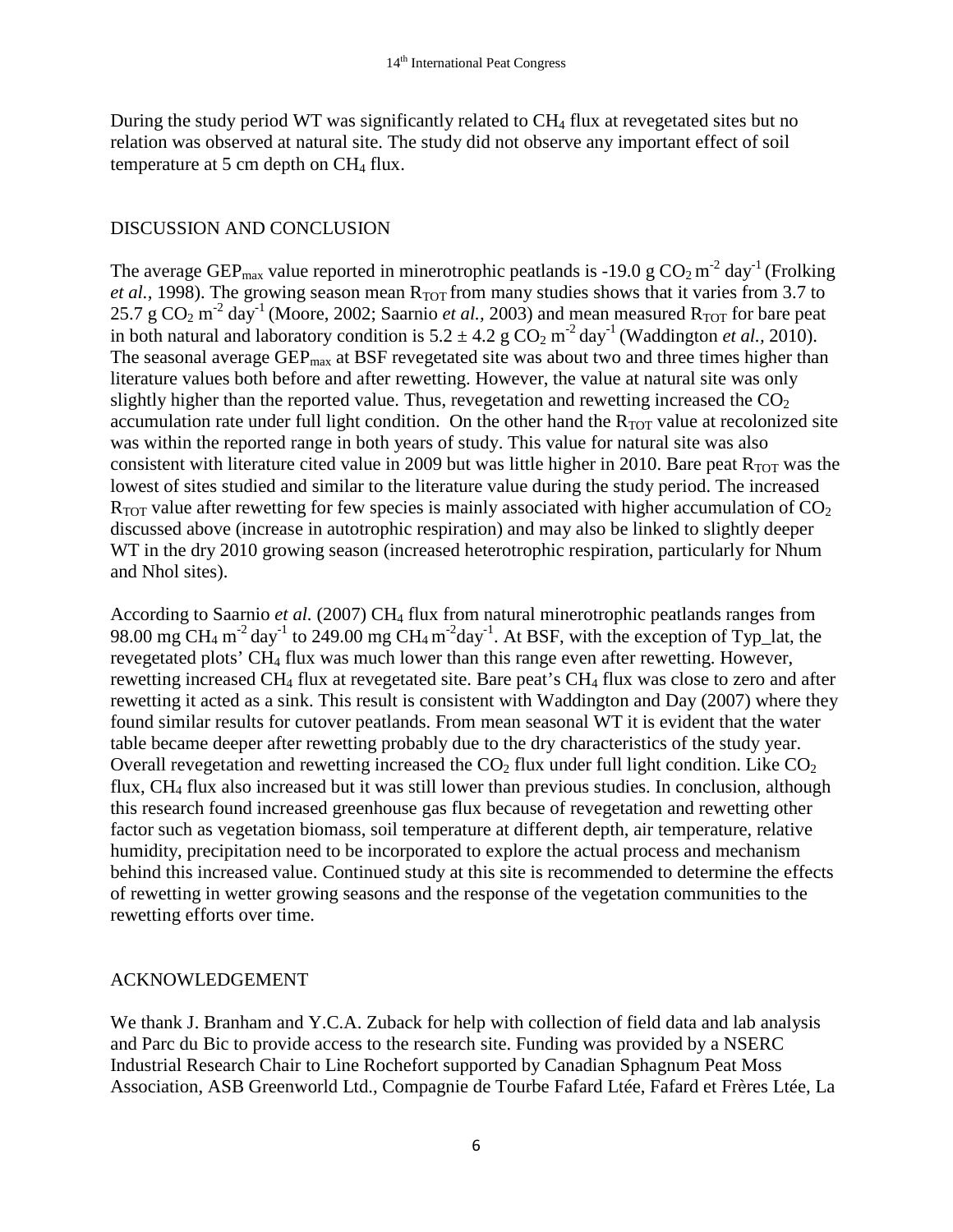During the study period WT was significantly related to $CH_4$ flux at revegetated sites but no relation was observed at natural site. The study did not observe any important effect of soil temperature at 5 cm depth on $CH_4$ flux.

## DISCUSSION AND CONCLUSION

The average $GEP_{max}$ value reported in minerotrophic peatlands is -19.0 g $CO_2$ $m^{-2}$ $day^{-1}$ (Frolking *et al.*, 1998). The growing season mean $R_{TOT}$ from many studies shows that it varies from 3.7 to 25.7 g $CO_2$ $m^{-2}$ $day^{-1}$ (Moore, 2002; Saarnio *et al.*, 2003) and mean measured $R_{TOT}$ for bare peat in both natural and laboratory condition is $5.2 \pm 4.2$ g $CO_2$ $m^{-2}$ $day^{-1}$ (Waddington *et al.*, 2010). The seasonal average $GEP_{max}$ at BSF revegetated site was about two and three times higher than literature values both before and after rewetting. However, the value at natural site was only slightly higher than the reported value. Thus, revegetation and rewetting increased the $CO_2$ accumulation rate under full light condition. On the other hand the $R_{TOT}$ value at recolonized site was within the reported range in both years of study. This value for natural site was also consistent with literature cited value in 2009 but was little higher in 2010. Bare peat $R_{TOT}$ was the lowest of sites studied and similar to the literature value during the study period. The increased $R_{TOT}$ value after rewetting for few species is mainly associated with higher accumulation of $CO_2$ discussed above (increase in autotrophic respiration) and may also be linked to slightly deeper WT in the dry 2010 growing season (increased heterotrophic respiration, particularly for Nhum and Nhol sites).

According to Saarnio *et al.* (2007) $CH_4$ flux from natural minerotrophic peatlands ranges from 98.00 mg $CH_4$ $m^{-2}$ $day^{-1}$ to 249.00 mg $CH_4$ $m^{-2}day^{-1}$. At BSF, with the exception of Typ_lat, the revegetated plots' $CH_4$ flux was much lower than this range even after rewetting. However, rewetting increased $CH_4$ flux at revegetated site. Bare peat's $CH_4$ flux was close to zero and after rewetting it acted as a sink. This result is consistent with Waddington and Day (2007) where they found similar results for cutover peatlands. From mean seasonal WT it is evident that the water table became deeper after rewetting probably due to the dry characteristics of the study year. Overall revegetation and rewetting increased the $CO_2$ flux under full light condition. Like $CO_2$ flux, $CH_4$ flux also increased but it was still lower than previous studies. In conclusion, although this research found increased greenhouse gas flux because of revegetation and rewetting other factor such as vegetation biomass, soil temperature at different depth, air temperature, relative humidity, precipitation need to be incorporated to explore the actual process and mechanism behind this increased value. Continued study at this site is recommended to determine the effects of rewetting in wetter growing seasons and the response of the vegetation communities to the rewetting efforts over time.

## ACKNOWLEDGEMENT

We thank J. Branham and Y.C.A. Zuback for help with collection of field data and lab analysis and Parc du Bic to provide access to the research site. Funding was provided by a NSERC Industrial Research Chair to Line Rochefort supported by Canadian Sphagnum Peat Moss Association, ASB Greenworld Ltd., Compagnie de Tourbe Fafard Ltée, Fafard et Frères Ltée, La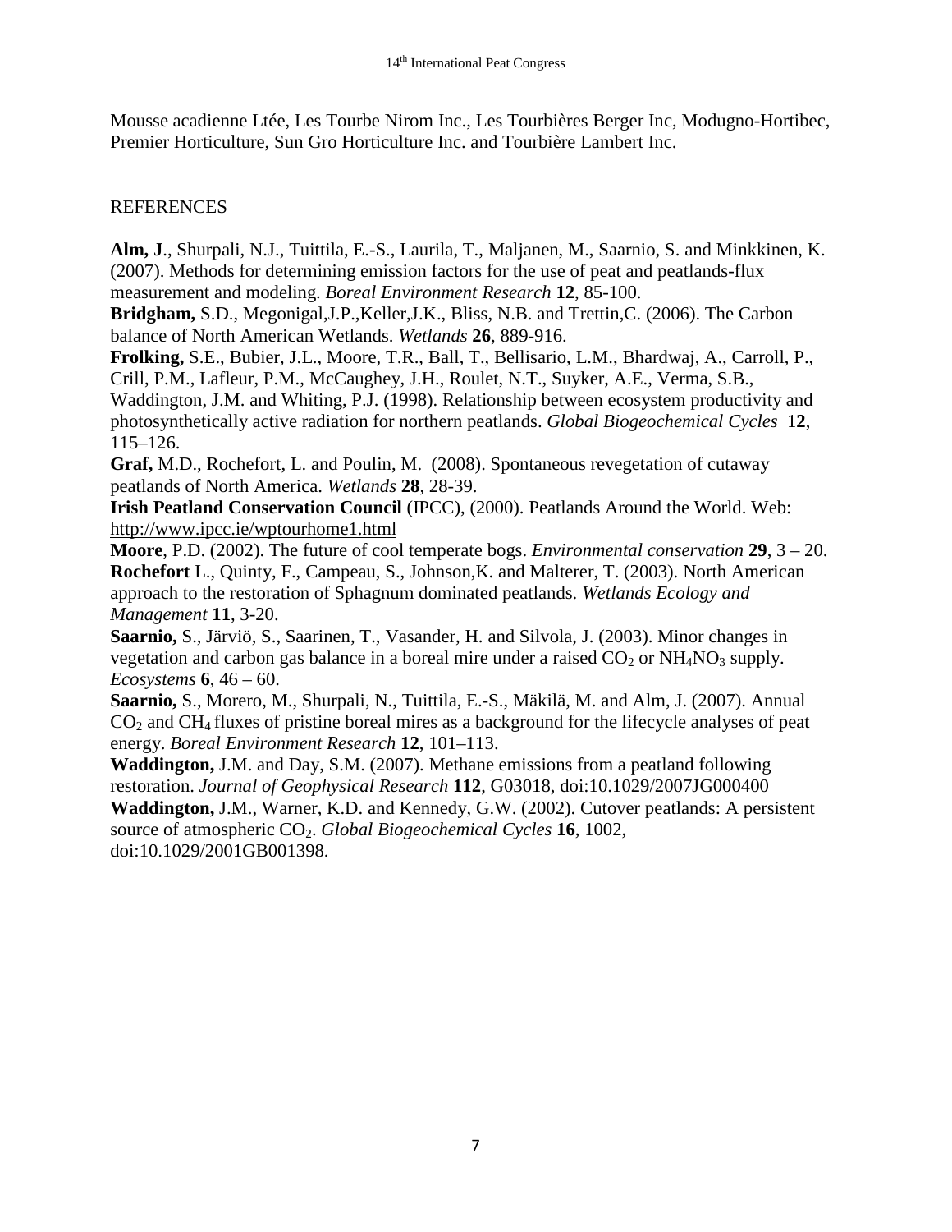Mousse acadienne Ltée, Les Tourbe Nirom Inc., Les Tourbières Berger Inc, Modugno-Hortibec, Premier Horticulture, Sun Gro Horticulture Inc. and Tourbière Lambert Inc.

## REFERENCES

**Alm, J**., Shurpali, N.J., Tuittila, E.-S., Laurila, T., Maljanen, M., Saarnio, S. and Minkkinen, K. (2007). Methods for determining emission factors for the use of peat and peatlands-flux measurement and modeling. *Boreal Environment Research* **12**, 85-100.

**Bridgham,** S.D., Megonigal,J.P.,Keller,J.K., Bliss, N.B. and Trettin,C. (2006). The Carbon balance of North American Wetlands. *Wetlands* **26**, 889-916.

**Frolking,** S.E., Bubier, J.L., Moore, T.R., Ball, T., Bellisario, L.M., Bhardwaj, A., Carroll, P., Crill, P.M., Lafleur, P.M., McCaughey, J.H., Roulet, N.T., Suyker, A.E., Verma, S.B., Waddington, J.M. and Whiting, P.J. (1998). Relationship between ecosystem productivity and photosynthetically active radiation for northern peatlands. *Global Biogeochemical Cycles* 1**2**, 115–126.

**Graf,** M.D., Rochefort, L. and Poulin, M. (2008). Spontaneous revegetation of cutaway peatlands of North America. *Wetlands* **28**, 28-39.

**Irish Peatland Conservation Council** (IPCC), (2000). Peatlands Around the World. Web: http://www.ipcc.ie/wptourhome1.html

**Moore**, P.D. (2002). The future of cool temperate bogs. *Environmental conservation* **29**, 3 – 20.

**Rochefort** L., Quinty, F., Campeau, S., Johnson,K. and Malterer, T. (2003). North American approach to the restoration of Sphagnum dominated peatlands. *Wetlands Ecology and Management* **11**, 3-20.

**Saarnio,** S., Järviö, S., Saarinen, T., Vasander, H. and Silvola, J. (2003). Minor changes in vegetation and carbon gas balance in a boreal mire under a raised $CO_2$ or $NH_4NO_3$ supply. *Ecosystems* **6**, 46 – 60.

**Saarnio,** S., Morero, M., Shurpali, N., Tuittila, E.-S., Mäkilä, M. and Alm, J. (2007). Annual $CO_2$ and $CH_4$ fluxes of pristine boreal mires as a background for the lifecycle analyses of peat energy. *Boreal Environment Research* **12**, 101–113.

**Waddington,** J.M. and Day, S.M. (2007). Methane emissions from a peatland following restoration. *Journal of Geophysical Research* **112**, G03018, doi:10.1029/2007JG000400

**Waddington,** J.M., Warner, K.D. and Kennedy, G.W. (2002). Cutover peatlands: A persistent source of atmospheric $CO_2$. *Global Biogeochemical Cycles* **16**, 1002, doi:10.1029/2001GB001398.